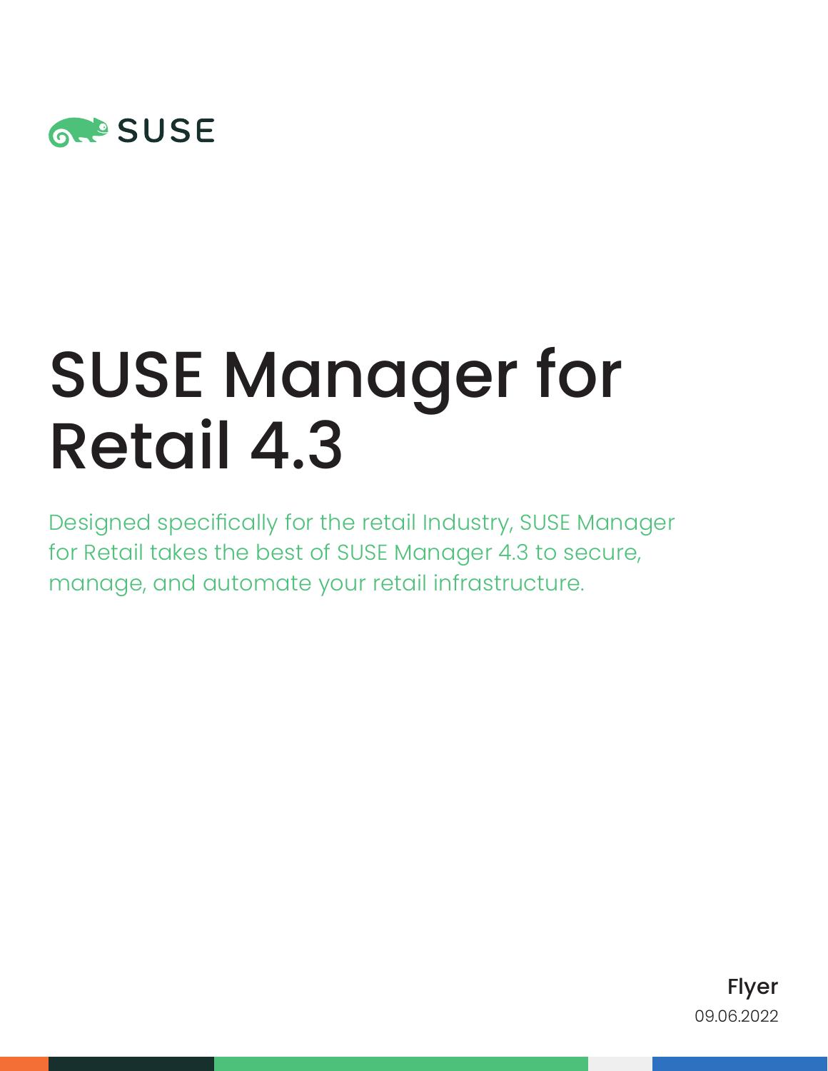SUSE

# SUSE Manager for Retail 4.3

Designed specifically for the retail Industry, SUSE Manager for Retail takes the best of SUSE Manager 4.3 to secure, manage, and automate your retail infrastructure.

**Flyer**
09.06.2022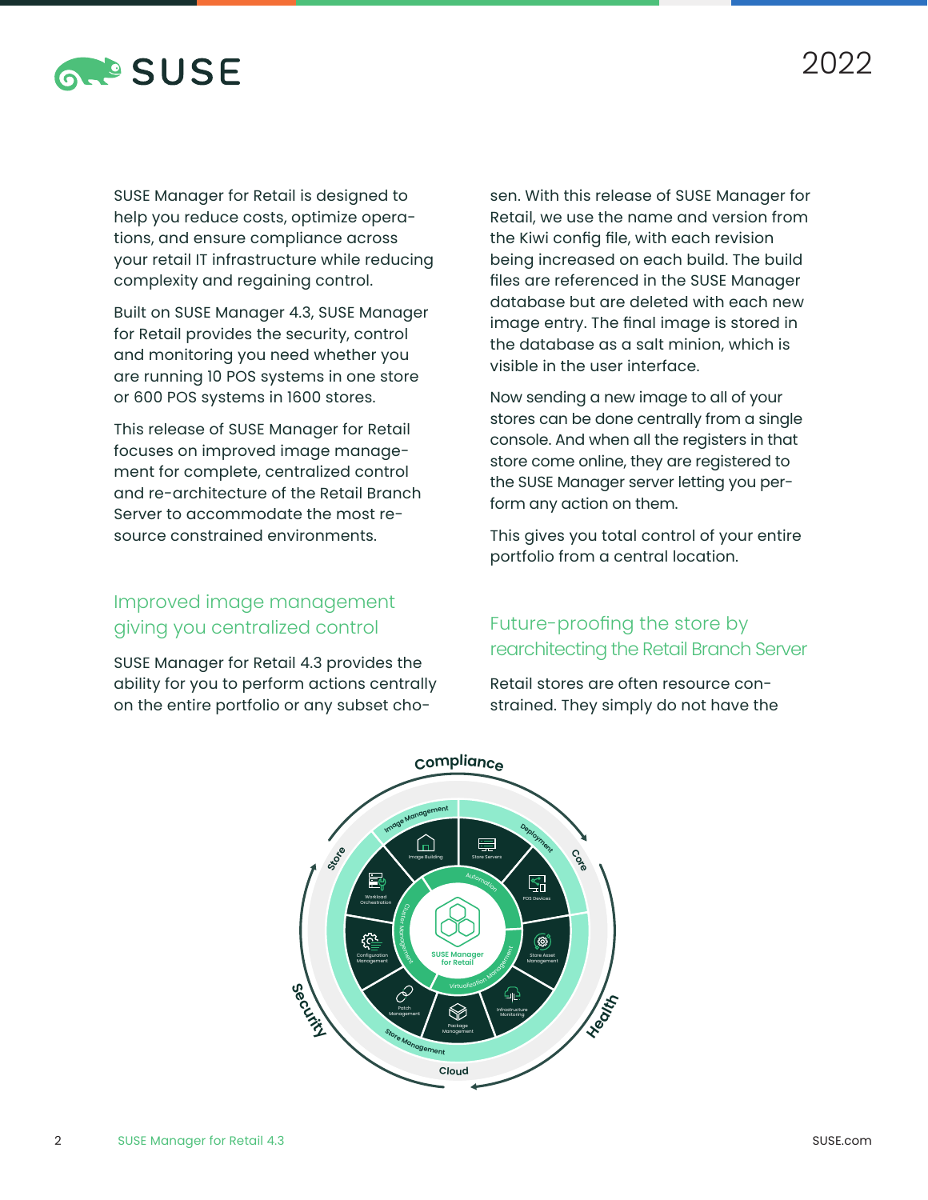SUSE Manager for Retail is designed to help you reduce costs, optimize operations, and ensure compliance across your retail IT infrastructure while reducing complexity and regaining control.

Built on SUSE Manager 4.3, SUSE Manager for Retail provides the security, control and monitoring you need whether you are running 10 POS systems in one store or 600 POS systems in 1600 stores.

This release of SUSE Manager for Retail focuses on improved image management for complete, centralized control and re-architecture of the Retail Branch Server to accommodate the most resource constrained environments.

## Improved image management giving you centralized control

SUSE Manager for Retail 4.3 provides the ability for you to perform actions centrally on the entire portfolio or any subset chosen. With this release of SUSE Manager for Retail, we use the name and version from the Kiwi config file, with each revision being increased on each build. The build files are referenced in the SUSE Manager database but are deleted with each new image entry. The final image is stored in the database as a salt minion, which is visible in the user interface.

Now sending a new image to all of your stores can be done centrally from a single console. And when all the registers in that store come online, they are registered to the SUSE Manager server letting you perform any action on them.

This gives you total control of your entire portfolio from a central location.

## Future-proofing the store by rearchitecting the Retail Branch Server

Retail stores are often resource constrained. They simply do not have the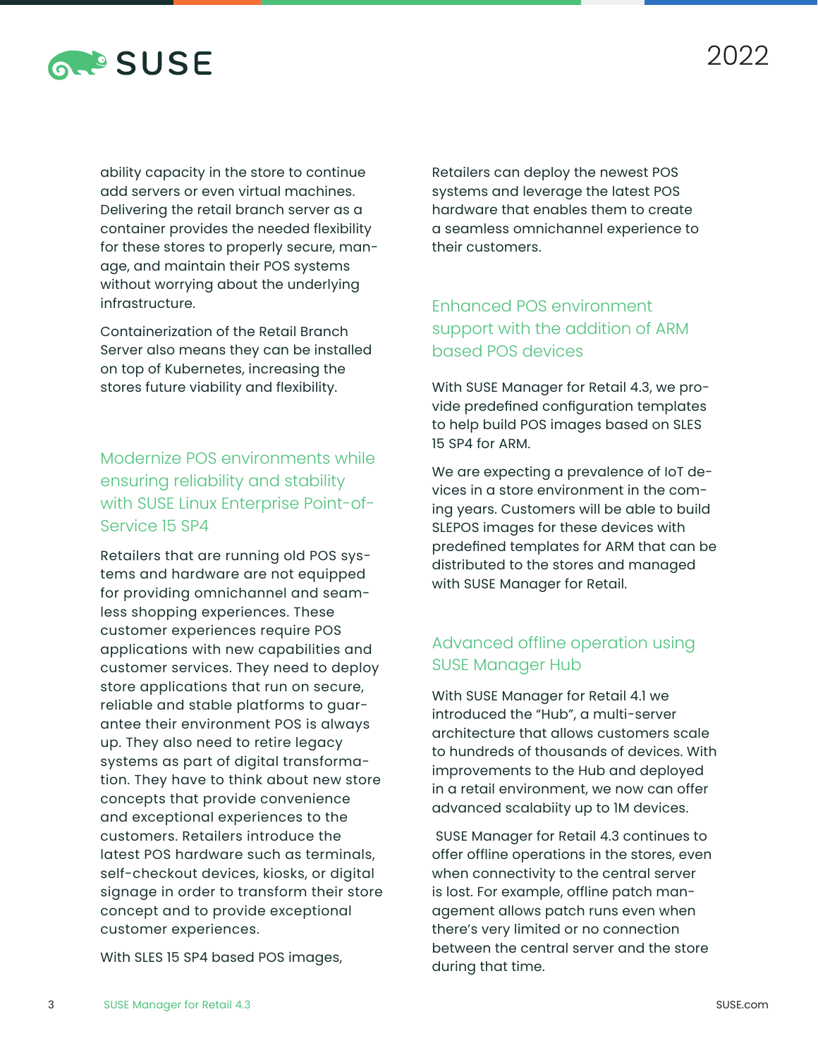ability capacity in the store to continue add servers or even virtual machines. Delivering the retail branch server as a container provides the needed flexibility for these stores to properly secure, manage, and maintain their POS systems without worrying about the underlying infrastructure.

Containerization of the Retail Branch Server also means they can be installed on top of Kubernetes, increasing the stores future viability and flexibility.

## Modernize POS environments while ensuring reliability and stability with SUSE Linux Enterprise Point-of-Service 15 SP4

Retailers that are running old POS systems and hardware are not equipped for providing omnichannel and seamless shopping experiences. These customer experiences require POS applications with new capabilities and customer services. They need to deploy store applications that run on secure, reliable and stable platforms to guarantee their environment POS is always up. They also need to retire legacy systems as part of digital transformation. They have to think about new store concepts that provide convenience and exceptional experiences to the customers. Retailers introduce the latest POS hardware such as terminals, self-checkout devices, kiosks, or digital signage in order to transform their store concept and to provide exceptional customer experiences.

With SLES 15 SP4 based POS images, Retailers can deploy the newest POS systems and leverage the latest POS hardware that enables them to create a seamless omnichannel experience to their customers.

## Enhanced POS environment support with the addition of ARM based POS devices

With SUSE Manager for Retail 4.3, we provide predefined configuration templates to help build POS images based on SLES 15 SP4 for ARM.

We are expecting a prevalence of IoT devices in a store environment in the coming years. Customers will be able to build SLEPOS images for these devices with predefined templates for ARM that can be distributed to the stores and managed with SUSE Manager for Retail.

## Advanced offline operation using SUSE Manager Hub

With SUSE Manager for Retail 4.1 we introduced the "Hub", a multi-server architecture that allows customers scale to hundreds of thousands of devices. With improvements to the Hub and deployed in a retail environment, we now can offer advanced scalabiity up to 1M devices.

SUSE Manager for Retail 4.3 continues to offer offline operations in the stores, even when connectivity to the central server is lost. For example, offline patch management allows patch runs even when there's very limited or no connection between the central server and the store during that time.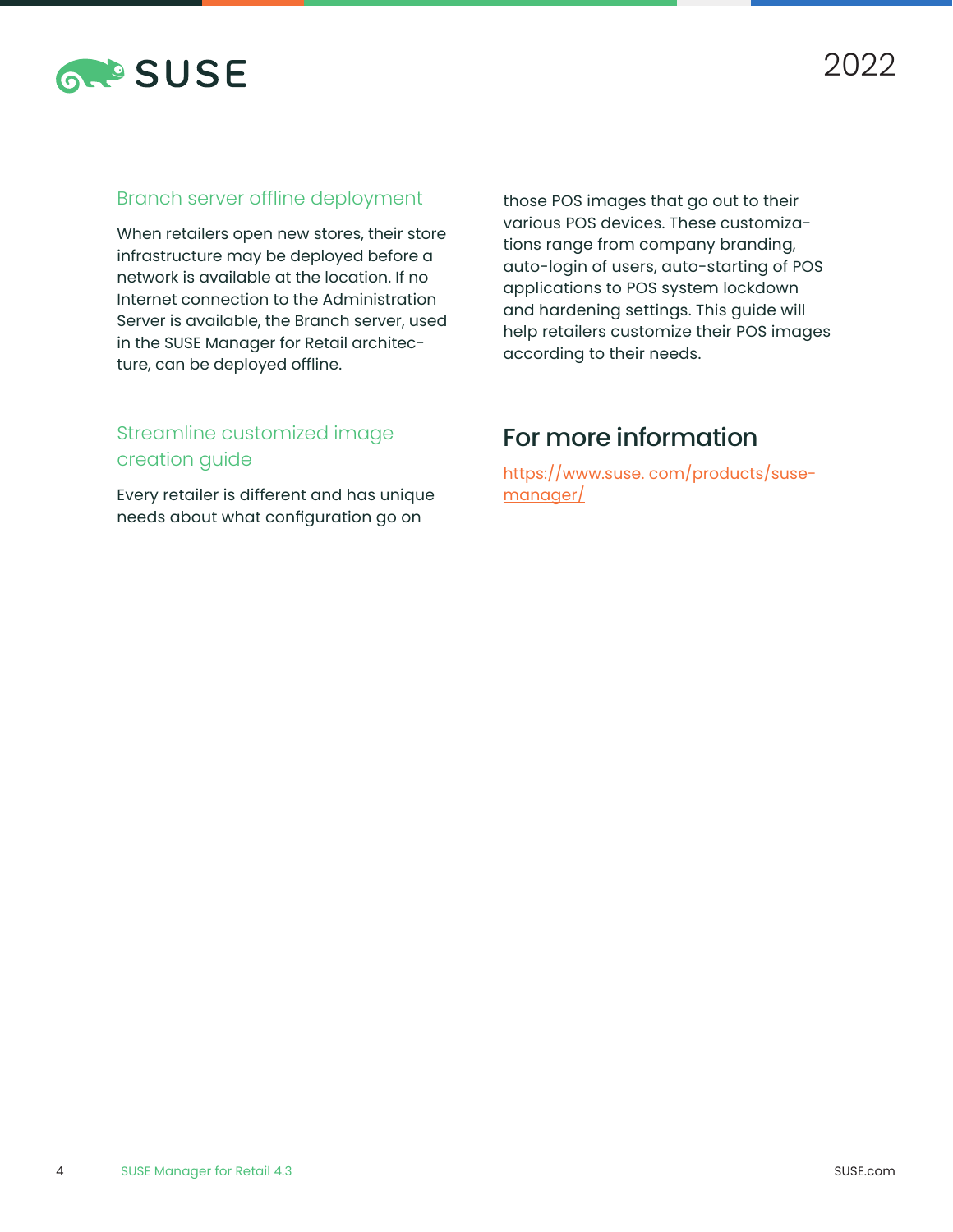### Branch server offline deployment

When retailers open new stores, their store infrastructure may be deployed before a network is available at the location. If no Internet connection to the Administration Server is available, the Branch server, used in the SUSE Manager for Retail architecture, can be deployed offline.

### Streamline customized image creation guide

Every retailer is different and has unique needs about what configuration go on those POS images that go out to their various POS devices. These customizations range from company branding, auto-login of users, auto-starting of POS applications to POS system lockdown and hardening settings. This guide will help retailers customize their POS images according to their needs.

## For more information

https://www.suse.com/products/suse-manager/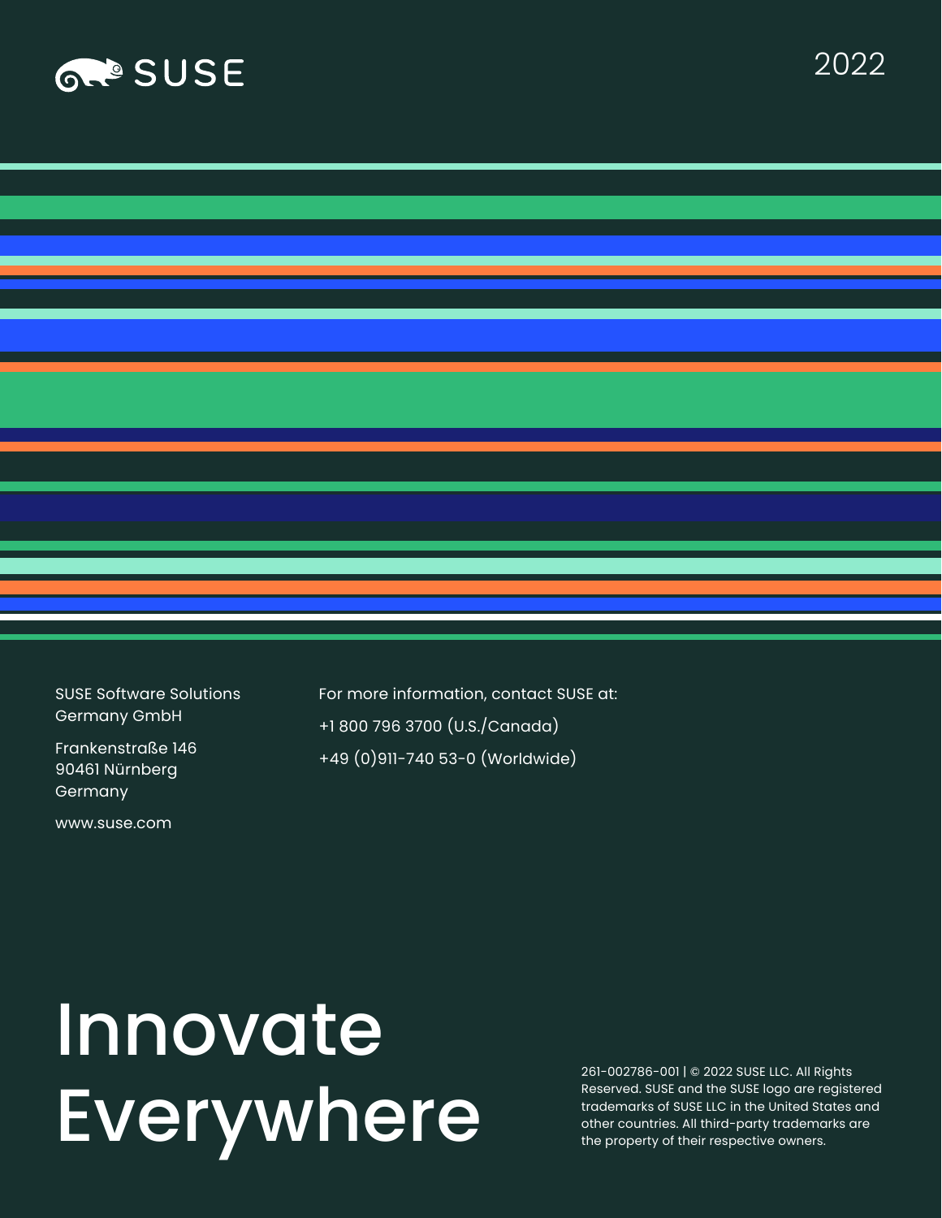SUSE

2022

SUSE Software Solutions Germany GmbH

Frankenstraße 146
90461 Nürnberg
Germany

www.suse.com

For more information, contact SUSE at:

+1 800 796 3700 (U.S./Canada)

+49 (0)911-740 53-0 (Worldwide)

# Innovate Everywhere

261-002786-001 | © 2022 SUSE LLC. All Rights Reserved. SUSE and the SUSE logo are registered trademarks of SUSE LLC in the United States and other countries. All third-party trademarks are the property of their respective owners.